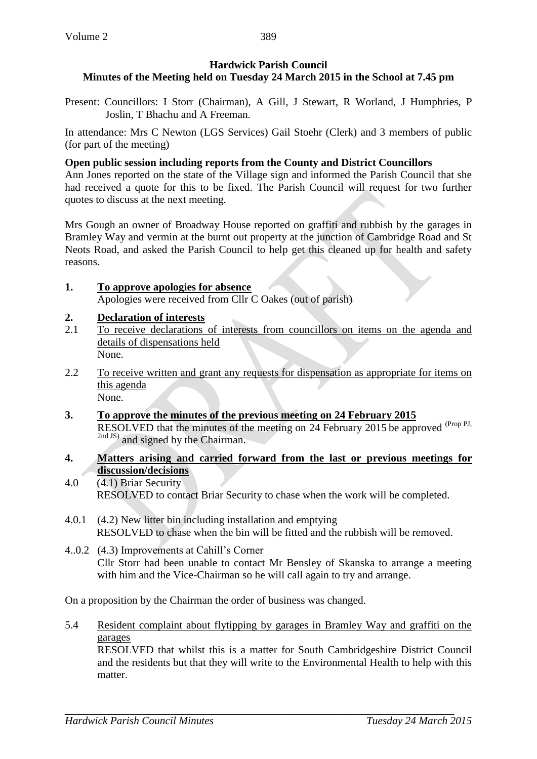# Hardwick Parish Council

## Minutes of the Meeting held on Tuesday 24 March 2015 in the School at 7.45 pm

Present: Councillors: I Storr (Chairman), A Gill, J Stewart, R Worland, J Humphries, P Joslin, T Bhachu and A Freeman.

In attendance: Mrs C Newton (LGS Services) Gail Stoehr (Clerk) and 3 members of public (for part of the meeting)

**Open public session including reports from the County and District Councillors**

Ann Jones reported on the state of the Village sign and informed the Parish Council that she had received a quote for this to be fixed. The Parish Council will request for two further quotes to discuss at the next meeting.

Mrs Gough an owner of Broadway House reported on graffiti and rubbish by the garages in Bramley Way and vermin at the burnt out property at the junction of Cambridge Road and St Neots Road, and asked the Parish Council to help get this cleaned up for health and safety reasons.

**1. <u>To approve apologies for absence</u>**

Apologies were received from Cllr C Oakes (out of parish)

**2. <u>Declaration of interests</u>**

2.1 <u>To receive declarations of interests from councillors on items on the agenda and details of dispensations held</u>

None.

2.2 <u>To receive written and grant any requests for dispensation as appropriate for items on this agenda</u>

None.

**3. <u>To approve the minutes of the previous meeting on 24 February 2015</u>**

RESOLVED that the minutes of the meeting on 24 February 2015 be approved (Prop PJ, 2nd JS) and signed by the Chairman.

**4. <u>Matters arising and carried forward from the last or previous meetings for discussion/decisions</u>**

4.0 (4.1) Briar Security

RESOLVED to contact Briar Security to chase when the work will be completed.

4.0.1 (4.2) New litter bin including installation and emptying

RESOLVED to chase when the bin will be fitted and the rubbish will be removed.

4..0.2 (4.3) Improvements at Cahill's Corner

Cllr Storr had been unable to contact Mr Bensley of Skanska to arrange a meeting with him and the Vice-Chairman so he will call again to try and arrange.

On a proposition by the Chairman the order of business was changed.

5.4 <u>Resident complaint about flytipping by garages in Bramley Way and graffiti on the garages</u>

RESOLVED that whilst this is a matter for South Cambridgeshire District Council and the residents but that they will write to the Environmental Health to help with this matter.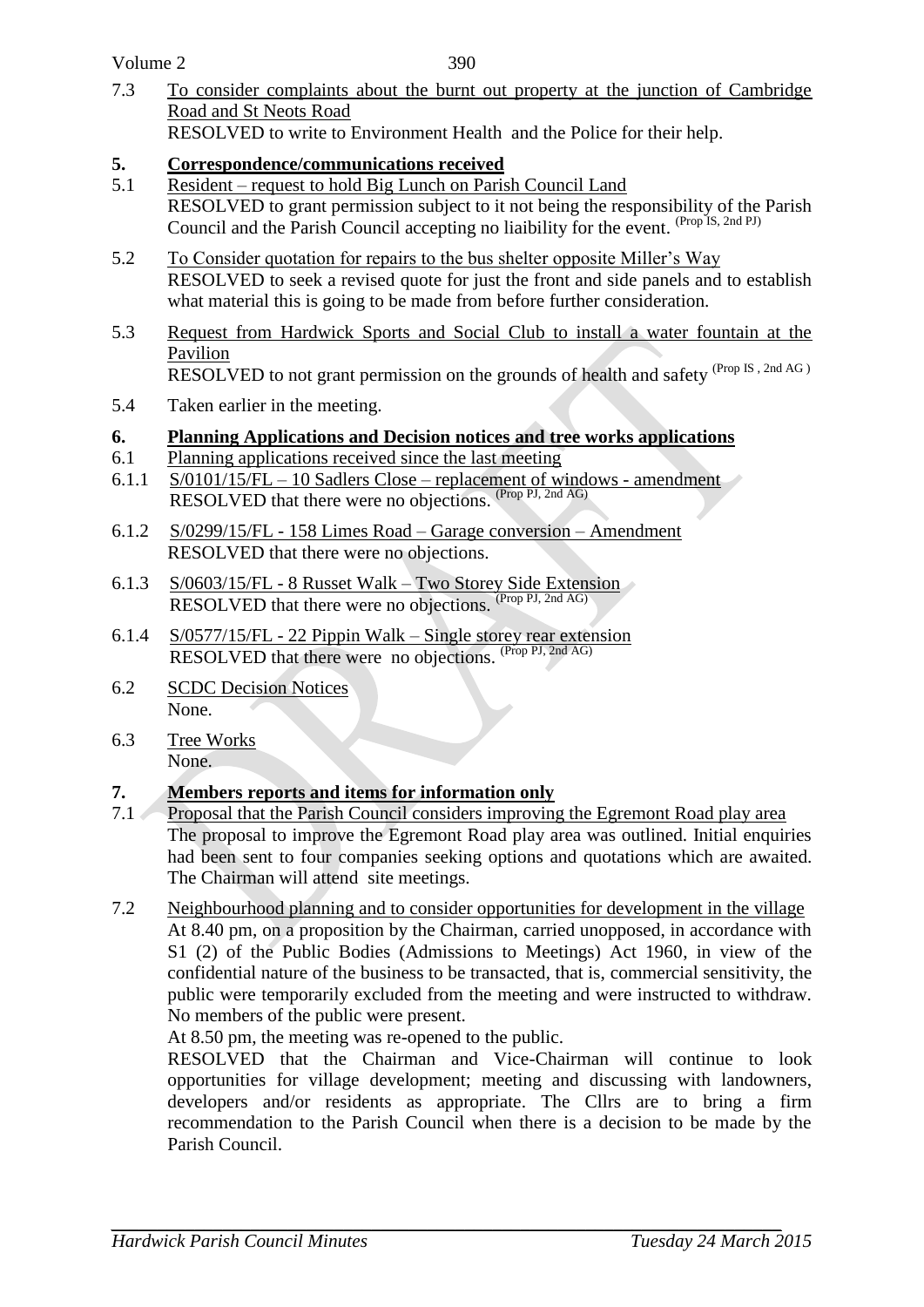7.3 To consider complaints about the burnt out property at the junction of Cambridge Road and St Neots Road
RESOLVED to write to Environment Health and the Police for their help.

## 5. Correspondence/communications received

5.1 Resident – request to hold Big Lunch on Parish Council Land
RESOLVED to grant permission subject to it not being the responsibility of the Parish Council and the Parish Council accepting no liaibility for the event. (Prop IS, 2nd PJ)

5.2 To Consider quotation for repairs to the bus shelter opposite Miller's Way
RESOLVED to seek a revised quote for just the front and side panels and to establish what material this is going to be made from before further consideration.

5.3 Request from Hardwick Sports and Social Club to install a water fountain at the Pavilion
RESOLVED to not grant permission on the grounds of health and safety (Prop IS , 2nd AG )

5.4 Taken earlier in the meeting.

## 6. Planning Applications and Decision notices and tree works applications

6.1 Planning applications received since the last meeting

6.1.1 S/0101/15/FL – 10 Sadlers Close – replacement of windows - amendment
RESOLVED that there were no objections. (Prop PJ, 2nd AG)

6.1.2 S/0299/15/FL - 158 Limes Road – Garage conversion – Amendment
RESOLVED that there were no objections.

6.1.3 S/0603/15/FL - 8 Russet Walk – Two Storey Side Extension
RESOLVED that there were no objections. (Prop PJ, 2nd AG)

6.1.4 S/0577/15/FL - 22 Pippin Walk – Single storey rear extension
RESOLVED that there were no objections. (Prop PJ, 2nd AG)

6.2 SCDC Decision Notices
None.

6.3 Tree Works
None.

## 7. Members reports and items for information only

7.1 Proposal that the Parish Council considers improving the Egremont Road play area
The proposal to improve the Egremont Road play area was outlined. Initial enquiries had been sent to four companies seeking options and quotations which are awaited. The Chairman will attend site meetings.

7.2 Neighbourhood planning and to consider opportunities for development in the village
At 8.40 pm, on a proposition by the Chairman, carried unopposed, in accordance with S1 (2) of the Public Bodies (Admissions to Meetings) Act 1960, in view of the confidential nature of the business to be transacted, that is, commercial sensitivity, the public were temporarily excluded from the meeting and were instructed to withdraw. No members of the public were present.
At 8.50 pm, the meeting was re-opened to the public.
RESOLVED that the Chairman and Vice-Chairman will continue to look opportunities for village development; meeting and discussing with landowners, developers and/or residents as appropriate. The Cllrs are to bring a firm recommendation to the Parish Council when there is a decision to be made by the Parish Council.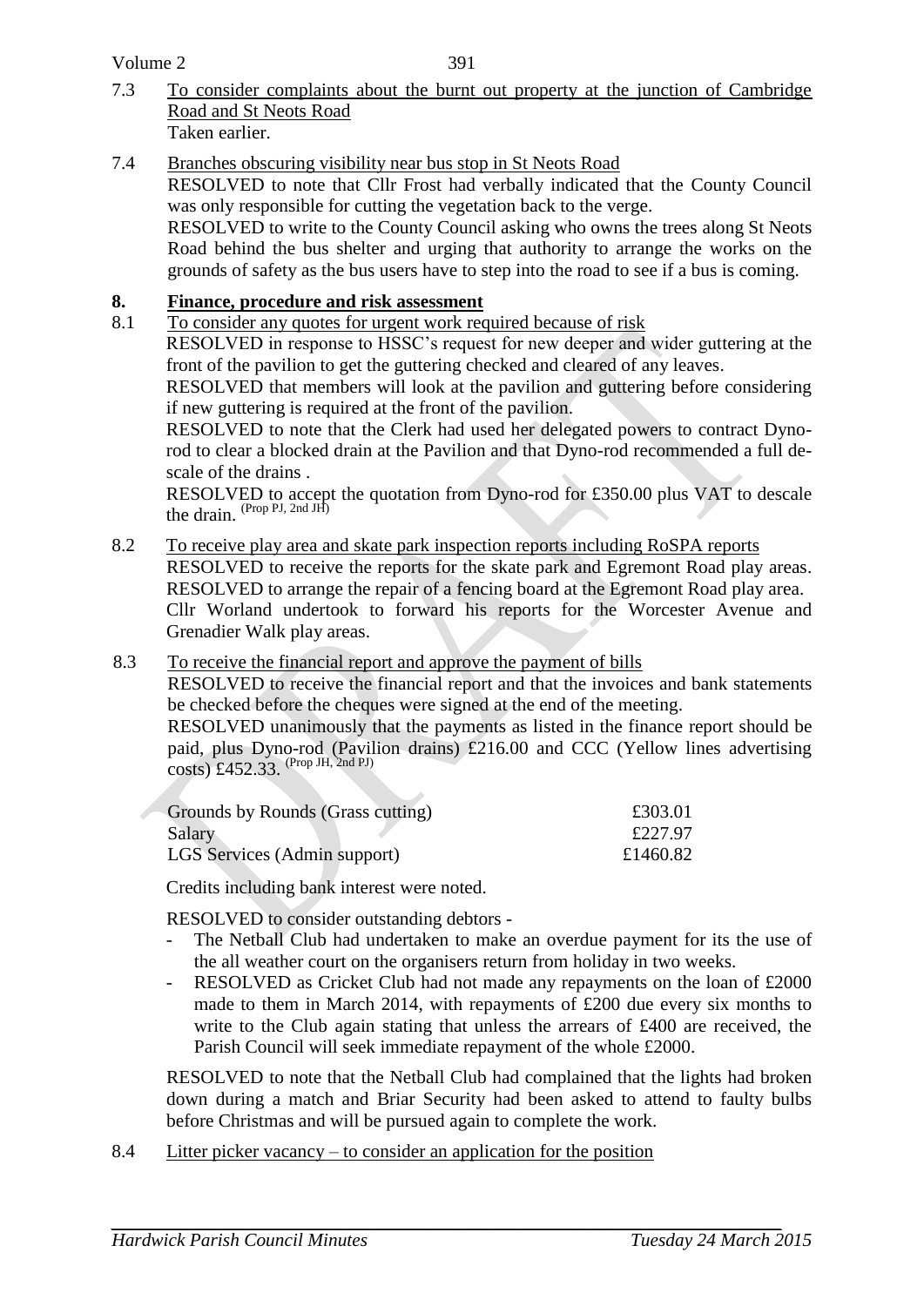7.3 To consider complaints about the burnt out property at the junction of Cambridge Road and St Neots Road

Taken earlier.

7.4 Branches obscuring visibility near bus stop in St Neots Road

RESOLVED to note that Cllr Frost had verbally indicated that the County Council was only responsible for cutting the vegetation back to the verge.

RESOLVED to write to the County Council asking who owns the trees along St Neots Road behind the bus shelter and urging that authority to arrange the works on the grounds of safety as the bus users have to step into the road to see if a bus is coming.

## 8. Finance, procedure and risk assessment

8.1 To consider any quotes for urgent work required because of risk

RESOLVED in response to HSSC's request for new deeper and wider guttering at the front of the pavilion to get the guttering checked and cleared of any leaves.

RESOLVED that members will look at the pavilion and guttering before considering if new guttering is required at the front of the pavilion.

RESOLVED to note that the Clerk had used her delegated powers to contract Dyno-rod to clear a blocked drain at the Pavilion and that Dyno-rod recommended a full de-scale of the drains .

RESOLVED to accept the quotation from Dyno-rod for £350.00 plus VAT to descale the drain. (Prop PJ, 2nd JH)

8.2 To receive play area and skate park inspection reports including RoSPA reports

RESOLVED to receive the reports for the skate park and Egremont Road play areas.

RESOLVED to arrange the repair of a fencing board at the Egremont Road play area.

Cllr Worland undertook to forward his reports for the Worcester Avenue and Grenadier Walk play areas.

8.3 To receive the financial report and approve the payment of bills

RESOLVED to receive the financial report and that the invoices and bank statements be checked before the cheques were signed at the end of the meeting.

RESOLVED unanimously that the payments as listed in the finance report should be paid, plus Dyno-rod (Pavilion drains) £216.00 and CCC (Yellow lines advertising costs) £452.33. (Prop JH, 2nd PJ)

| | |
|---|---|
| Grounds by Rounds (Grass cutting) | £303.01 |
| Salary | £227.97 |
| LGS Services (Admin support) | £1460.82 |

Credits including bank interest were noted.

RESOLVED to consider outstanding debtors -

- The Netball Club had undertaken to make an overdue payment for its the use of the all weather court on the organisers return from holiday in two weeks.
- RESOLVED as Cricket Club had not made any repayments on the loan of £2000 made to them in March 2014, with repayments of £200 due every six months to write to the Club again stating that unless the arrears of £400 are received, the Parish Council will seek immediate repayment of the whole £2000.

RESOLVED to note that the Netball Club had complained that the lights had broken down during a match and Briar Security had been asked to attend to faulty bulbs before Christmas and will be pursued again to complete the work.

8.4 Litter picker vacancy – to consider an application for the position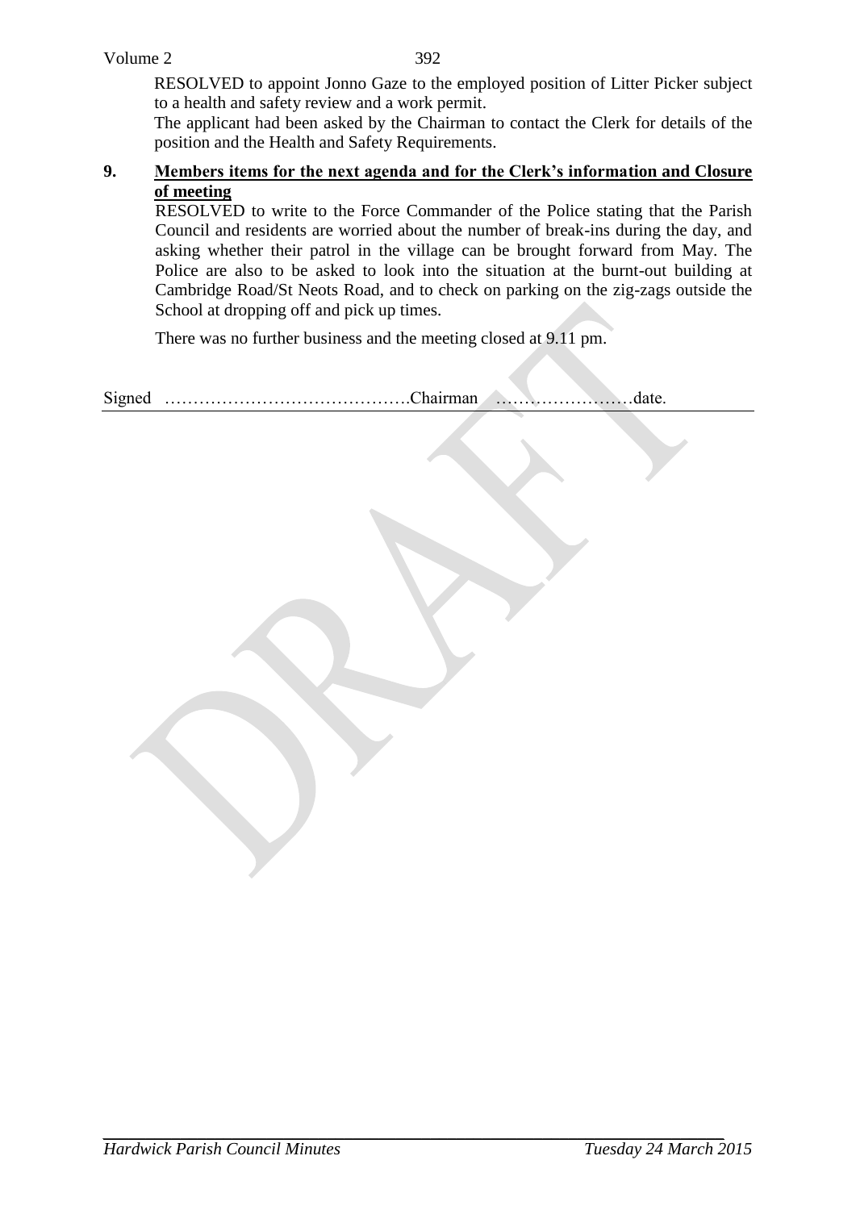RESOLVED to appoint Jonno Gaze to the employed position of Litter Picker subject to a health and safety review and a work permit.

The applicant had been asked by the Chairman to contact the Clerk for details of the position and the Health and Safety Requirements.

**9. Members items for the next agenda and for the Clerk's information and Closure of meeting**

RESOLVED to write to the Force Commander of the Police stating that the Parish Council and residents are worried about the number of break-ins during the day, and asking whether their patrol in the village can be brought forward from May. The Police are also to be asked to look into the situation at the burnt-out building at Cambridge Road/St Neots Road, and to check on parking on the zig-zags outside the School at dropping off and pick up times.

There was no further business and the meeting closed at 9.11 pm.

Signed …………………………………….Chairman ……………………date.

DRAFT